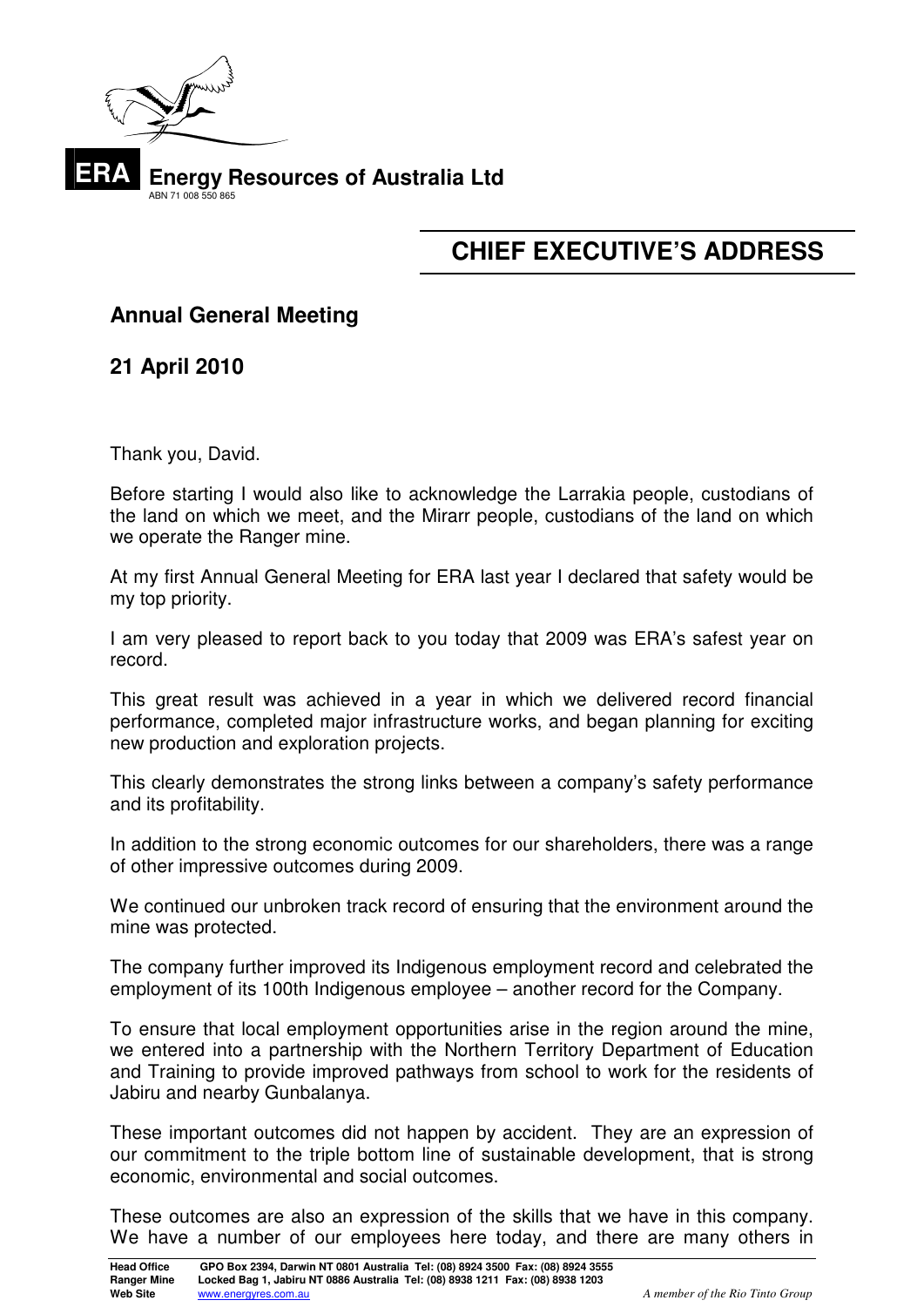**ERA** **Energy Resources of Australia Ltd**
ABN 71 008 550 865

# CHIEF EXECUTIVE'S ADDRESS

## Annual General Meeting

## 21 April 2010

Thank you, David.

Before starting I would also like to acknowledge the Larrakia people, custodians of the land on which we meet, and the Mirarr people, custodians of the land on which we operate the Ranger mine.

At my first Annual General Meeting for ERA last year I declared that safety would be my top priority.

I am very pleased to report back to you today that 2009 was ERA's safest year on record.

This great result was achieved in a year in which we delivered record financial performance, completed major infrastructure works, and began planning for exciting new production and exploration projects.

This clearly demonstrates the strong links between a company's safety performance and its profitability.

In addition to the strong economic outcomes for our shareholders, there was a range of other impressive outcomes during 2009.

We continued our unbroken track record of ensuring that the environment around the mine was protected.

The company further improved its Indigenous employment record and celebrated the employment of its 100th Indigenous employee – another record for the Company.

To ensure that local employment opportunities arise in the region around the mine, we entered into a partnership with the Northern Territory Department of Education and Training to provide improved pathways from school to work for the residents of Jabiru and nearby Gunbalanya.

These important outcomes did not happen by accident. They are an expression of our commitment to the triple bottom line of sustainable development, that is strong economic, environmental and social outcomes.

These outcomes are also an expression of the skills that we have in this company. We have a number of our employees here today, and there are many others in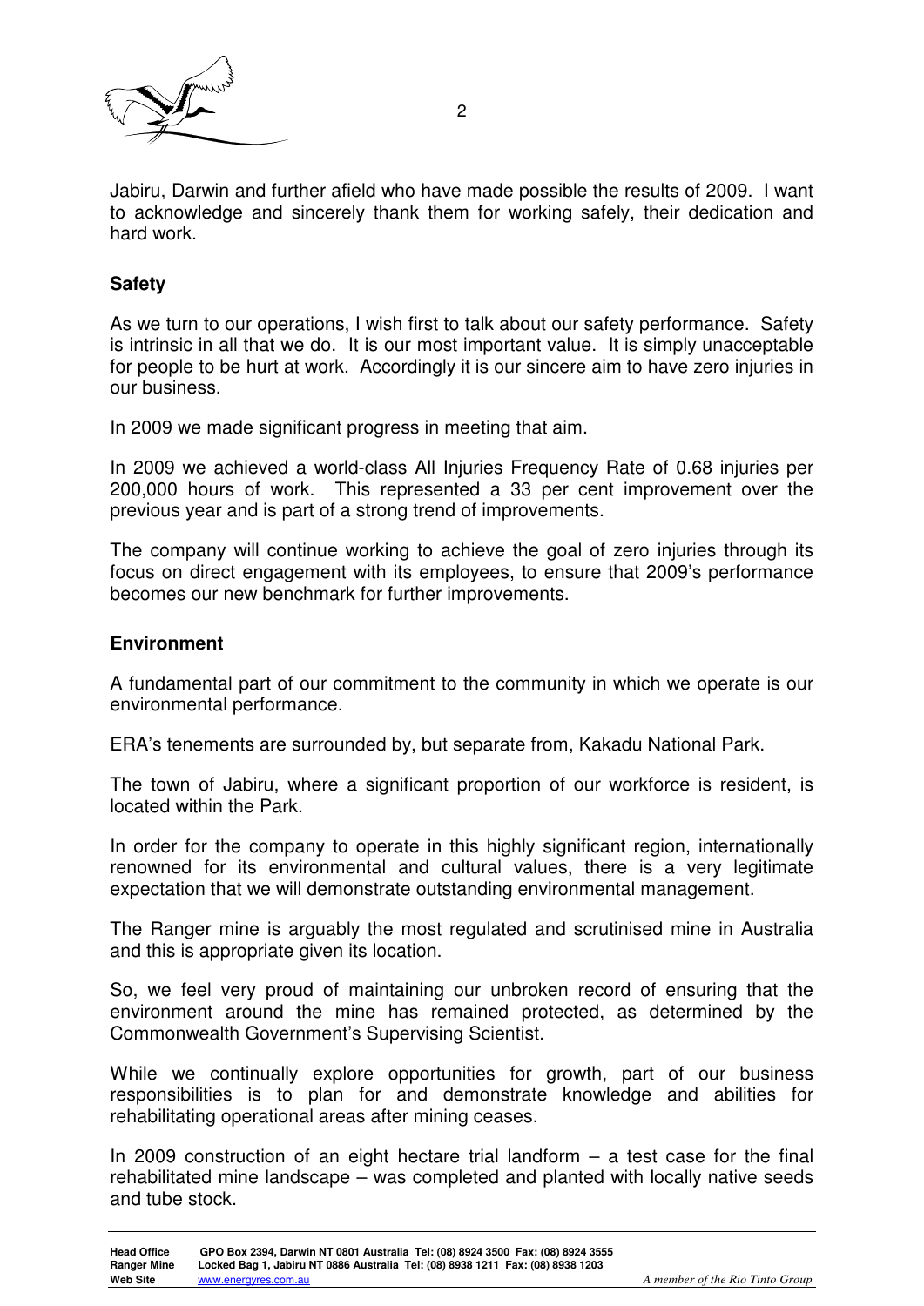Jabiru, Darwin and further afield who have made possible the results of 2009. I want to acknowledge and sincerely thank them for working safely, their dedication and hard work.

**Safety**

As we turn to our operations, I wish first to talk about our safety performance. Safety is intrinsic in all that we do. It is our most important value. It is simply unacceptable for people to be hurt at work. Accordingly it is our sincere aim to have zero injuries in our business.

In 2009 we made significant progress in meeting that aim.

In 2009 we achieved a world-class All Injuries Frequency Rate of 0.68 injuries per 200,000 hours of work. This represented a 33 per cent improvement over the previous year and is part of a strong trend of improvements.

The company will continue working to achieve the goal of zero injuries through its focus on direct engagement with its employees, to ensure that 2009's performance becomes our new benchmark for further improvements.

**Environment**

A fundamental part of our commitment to the community in which we operate is our environmental performance.

ERA's tenements are surrounded by, but separate from, Kakadu National Park.

The town of Jabiru, where a significant proportion of our workforce is resident, is located within the Park.

In order for the company to operate in this highly significant region, internationally renowned for its environmental and cultural values, there is a very legitimate expectation that we will demonstrate outstanding environmental management.

The Ranger mine is arguably the most regulated and scrutinised mine in Australia and this is appropriate given its location.

So, we feel very proud of maintaining our unbroken record of ensuring that the environment around the mine has remained protected, as determined by the Commonwealth Government's Supervising Scientist.

While we continually explore opportunities for growth, part of our business responsibilities is to plan for and demonstrate knowledge and abilities for rehabilitating operational areas after mining ceases.

In 2009 construction of an eight hectare trial landform – a test case for the final rehabilitated mine landscape – was completed and planted with locally native seeds and tube stock.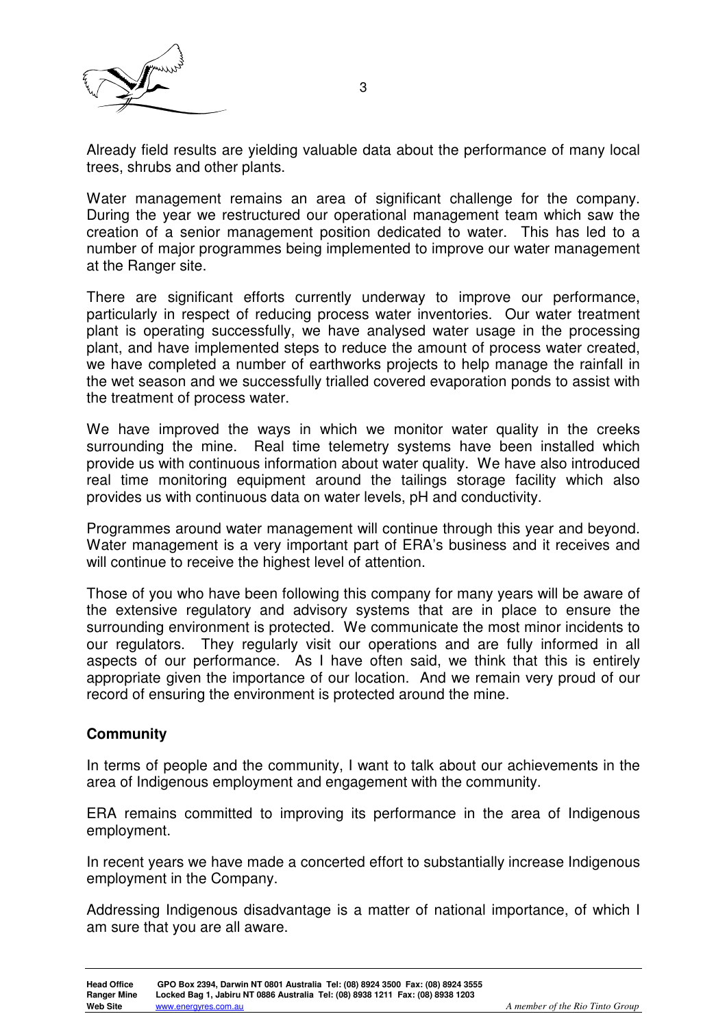Already field results are yielding valuable data about the performance of many local trees, shrubs and other plants.

Water management remains an area of significant challenge for the company. During the year we restructured our operational management team which saw the creation of a senior management position dedicated to water. This has led to a number of major programmes being implemented to improve our water management at the Ranger site.

There are significant efforts currently underway to improve our performance, particularly in respect of reducing process water inventories. Our water treatment plant is operating successfully, we have analysed water usage in the processing plant, and have implemented steps to reduce the amount of process water created, we have completed a number of earthworks projects to help manage the rainfall in the wet season and we successfully trialled covered evaporation ponds to assist with the treatment of process water.

We have improved the ways in which we monitor water quality in the creeks surrounding the mine. Real time telemetry systems have been installed which provide us with continuous information about water quality. We have also introduced real time monitoring equipment around the tailings storage facility which also provides us with continuous data on water levels, pH and conductivity.

Programmes around water management will continue through this year and beyond. Water management is a very important part of ERA's business and it receives and will continue to receive the highest level of attention.

Those of you who have been following this company for many years will be aware of the extensive regulatory and advisory systems that are in place to ensure the surrounding environment is protected. We communicate the most minor incidents to our regulators. They regularly visit our operations and are fully informed in all aspects of our performance. As I have often said, we think that this is entirely appropriate given the importance of our location. And we remain very proud of our record of ensuring the environment is protected around the mine.

## Community

In terms of people and the community, I want to talk about our achievements in the area of Indigenous employment and engagement with the community.

ERA remains committed to improving its performance in the area of Indigenous employment.

In recent years we have made a concerted effort to substantially increase Indigenous employment in the Company.

Addressing Indigenous disadvantage is a matter of national importance, of which I am sure that you are all aware.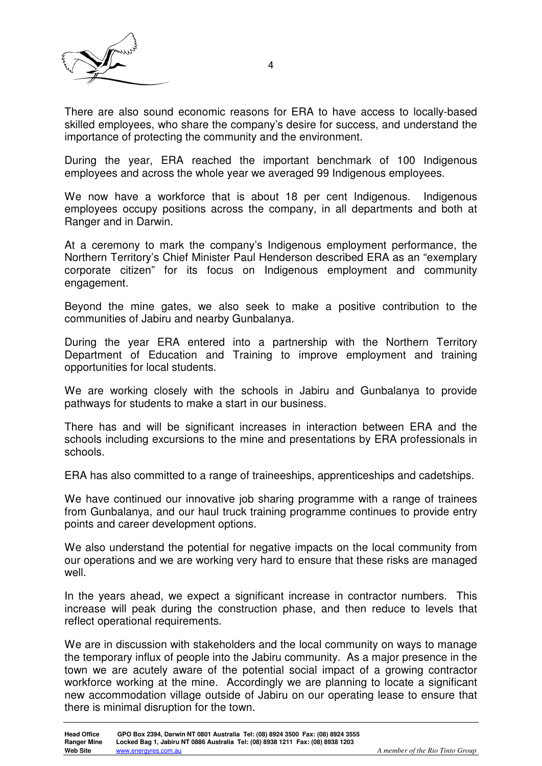There are also sound economic reasons for ERA to have access to locally-based skilled employees, who share the company's desire for success, and understand the importance of protecting the community and the environment.

During the year, ERA reached the important benchmark of 100 Indigenous employees and across the whole year we averaged 99 Indigenous employees.

We now have a workforce that is about 18 per cent Indigenous. Indigenous employees occupy positions across the company, in all departments and both at Ranger and in Darwin.

At a ceremony to mark the company's Indigenous employment performance, the Northern Territory's Chief Minister Paul Henderson described ERA as an "exemplary corporate citizen" for its focus on Indigenous employment and community engagement.

Beyond the mine gates, we also seek to make a positive contribution to the communities of Jabiru and nearby Gunbalanya.

During the year ERA entered into a partnership with the Northern Territory Department of Education and Training to improve employment and training opportunities for local students.

We are working closely with the schools in Jabiru and Gunbalanya to provide pathways for students to make a start in our business.

There has and will be significant increases in interaction between ERA and the schools including excursions to the mine and presentations by ERA professionals in schools.

ERA has also committed to a range of traineeships, apprenticeships and cadetships.

We have continued our innovative job sharing programme with a range of trainees from Gunbalanya, and our haul truck training programme continues to provide entry points and career development options.

We also understand the potential for negative impacts on the local community from our operations and we are working very hard to ensure that these risks are managed well.

In the years ahead, we expect a significant increase in contractor numbers. This increase will peak during the construction phase, and then reduce to levels that reflect operational requirements.

We are in discussion with stakeholders and the local community on ways to manage the temporary influx of people into the Jabiru community. As a major presence in the town we are acutely aware of the potential social impact of a growing contractor workforce working at the mine. Accordingly we are planning to locate a significant new accommodation village outside of Jabiru on our operating lease to ensure that there is minimal disruption for the town.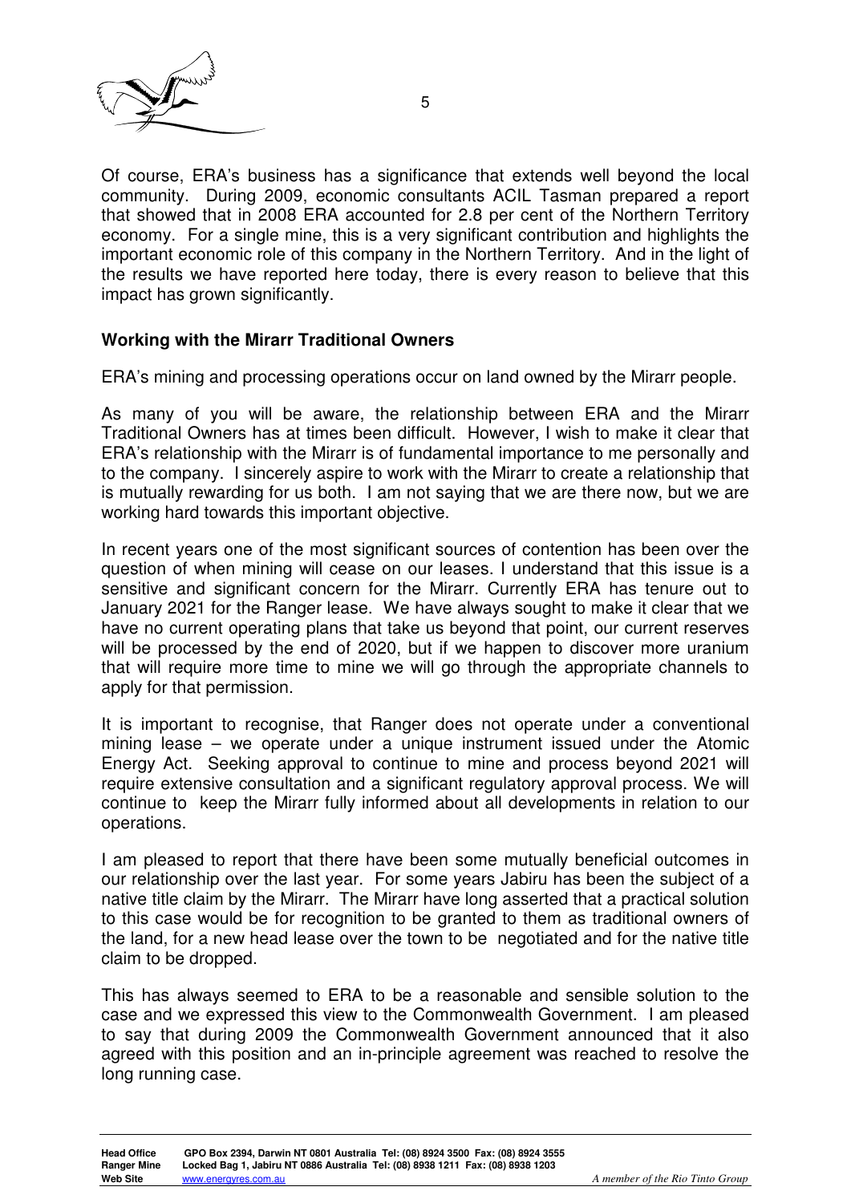Of course, ERA's business has a significance that extends well beyond the local community. During 2009, economic consultants ACIL Tasman prepared a report that showed that in 2008 ERA accounted for 2.8 per cent of the Northern Territory economy. For a single mine, this is a very significant contribution and highlights the important economic role of this company in the Northern Territory. And in the light of the results we have reported here today, there is every reason to believe that this impact has grown significantly.

**Working with the Mirarr Traditional Owners**

ERA's mining and processing operations occur on land owned by the Mirarr people.

As many of you will be aware, the relationship between ERA and the Mirarr Traditional Owners has at times been difficult. However, I wish to make it clear that ERA's relationship with the Mirarr is of fundamental importance to me personally and to the company. I sincerely aspire to work with the Mirarr to create a relationship that is mutually rewarding for us both. I am not saying that we are there now, but we are working hard towards this important objective.

In recent years one of the most significant sources of contention has been over the question of when mining will cease on our leases. I understand that this issue is a sensitive and significant concern for the Mirarr. Currently ERA has tenure out to January 2021 for the Ranger lease. We have always sought to make it clear that we have no current operating plans that take us beyond that point, our current reserves will be processed by the end of 2020, but if we happen to discover more uranium that will require more time to mine we will go through the appropriate channels to apply for that permission.

It is important to recognise, that Ranger does not operate under a conventional mining lease – we operate under a unique instrument issued under the Atomic Energy Act. Seeking approval to continue to mine and process beyond 2021 will require extensive consultation and a significant regulatory approval process. We will continue to keep the Mirarr fully informed about all developments in relation to our operations.

I am pleased to report that there have been some mutually beneficial outcomes in our relationship over the last year. For some years Jabiru has been the subject of a native title claim by the Mirarr. The Mirarr have long asserted that a practical solution to this case would be for recognition to be granted to them as traditional owners of the land, for a new head lease over the town to be negotiated and for the native title claim to be dropped.

This has always seemed to ERA to be a reasonable and sensible solution to the case and we expressed this view to the Commonwealth Government. I am pleased to say that during 2009 the Commonwealth Government announced that it also agreed with this position and an in-principle agreement was reached to resolve the long running case.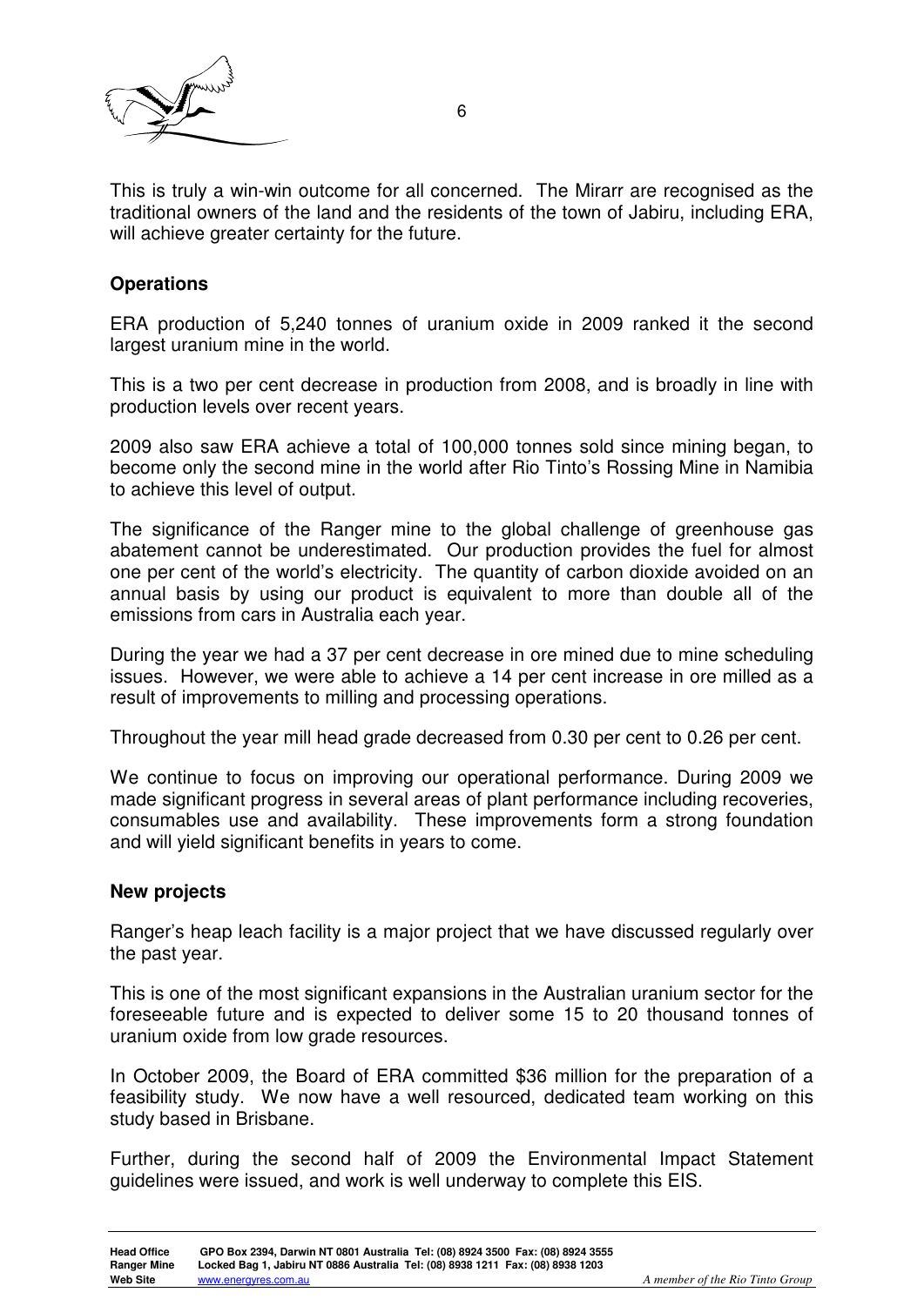This is truly a win-win outcome for all concerned. The Mirarr are recognised as the traditional owners of the land and the residents of the town of Jabiru, including ERA, will achieve greater certainty for the future.

## Operations

ERA production of 5,240 tonnes of uranium oxide in 2009 ranked it the second largest uranium mine in the world.

This is a two per cent decrease in production from 2008, and is broadly in line with production levels over recent years.

2009 also saw ERA achieve a total of 100,000 tonnes sold since mining began, to become only the second mine in the world after Rio Tinto's Rossing Mine in Namibia to achieve this level of output.

The significance of the Ranger mine to the global challenge of greenhouse gas abatement cannot be underestimated. Our production provides the fuel for almost one per cent of the world's electricity. The quantity of carbon dioxide avoided on an annual basis by using our product is equivalent to more than double all of the emissions from cars in Australia each year.

During the year we had a 37 per cent decrease in ore mined due to mine scheduling issues. However, we were able to achieve a 14 per cent increase in ore milled as a result of improvements to milling and processing operations.

Throughout the year mill head grade decreased from 0.30 per cent to 0.26 per cent.

We continue to focus on improving our operational performance. During 2009 we made significant progress in several areas of plant performance including recoveries, consumables use and availability. These improvements form a strong foundation and will yield significant benefits in years to come.

## New projects

Ranger's heap leach facility is a major project that we have discussed regularly over the past year.

This is one of the most significant expansions in the Australian uranium sector for the foreseeable future and is expected to deliver some 15 to 20 thousand tonnes of uranium oxide from low grade resources.

In October 2009, the Board of ERA committed $36 million for the preparation of a feasibility study. We now have a well resourced, dedicated team working on this study based in Brisbane.

Further, during the second half of 2009 the Environmental Impact Statement guidelines were issued, and work is well underway to complete this EIS.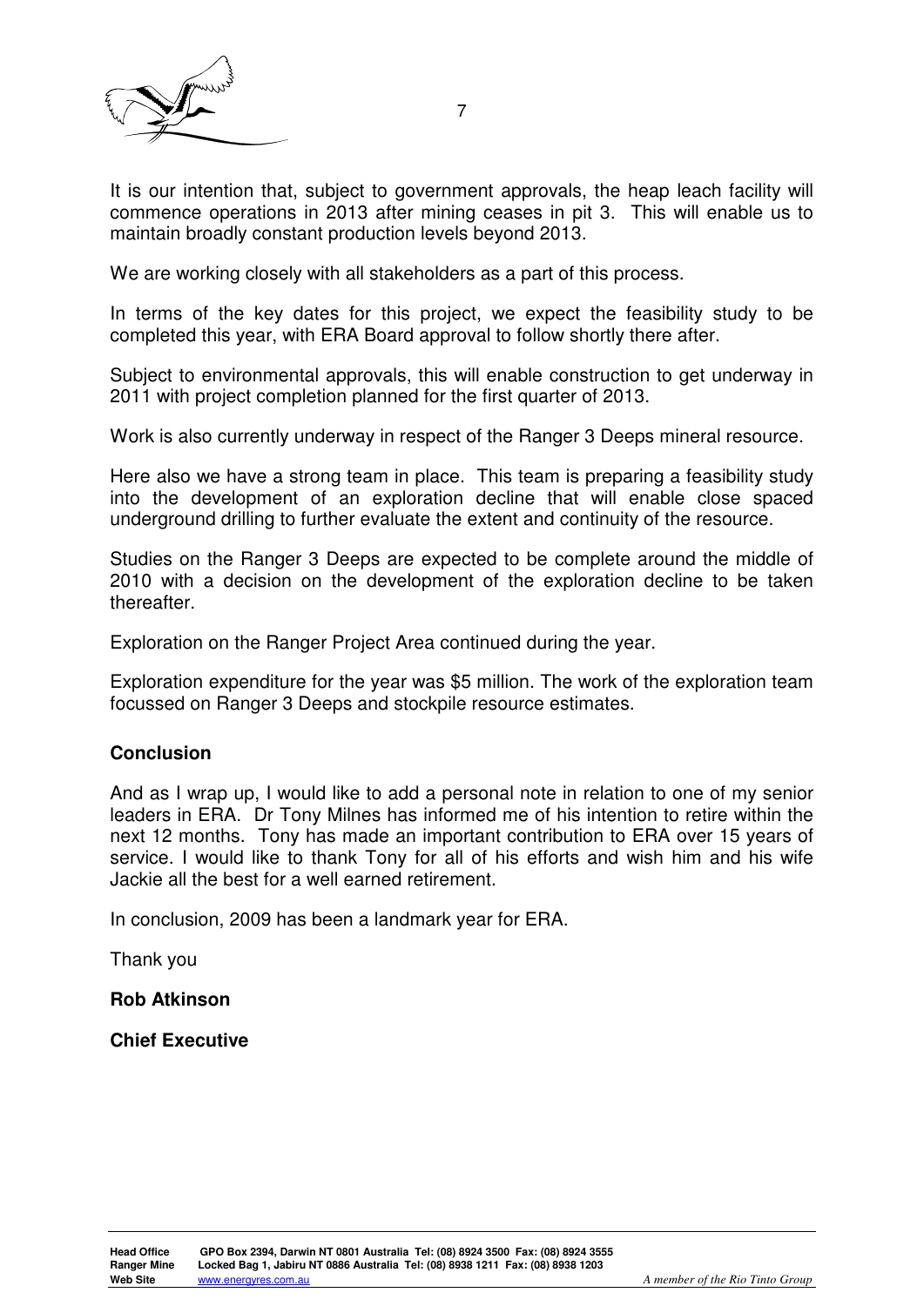It is our intention that, subject to government approvals, the heap leach facility will commence operations in 2013 after mining ceases in pit 3. This will enable us to maintain broadly constant production levels beyond 2013.

We are working closely with all stakeholders as a part of this process.

In terms of the key dates for this project, we expect the feasibility study to be completed this year, with ERA Board approval to follow shortly there after.

Subject to environmental approvals, this will enable construction to get underway in 2011 with project completion planned for the first quarter of 2013.

Work is also currently underway in respect of the Ranger 3 Deeps mineral resource.

Here also we have a strong team in place. This team is preparing a feasibility study into the development of an exploration decline that will enable close spaced underground drilling to further evaluate the extent and continuity of the resource.

Studies on the Ranger 3 Deeps are expected to be complete around the middle of 2010 with a decision on the development of the exploration decline to be taken thereafter.

Exploration on the Ranger Project Area continued during the year.

Exploration expenditure for the year was $5 million. The work of the exploration team focussed on Ranger 3 Deeps and stockpile resource estimates.

**Conclusion**

And as I wrap up, I would like to add a personal note in relation to one of my senior leaders in ERA. Dr Tony Milnes has informed me of his intention to retire within the next 12 months. Tony has made an important contribution to ERA over 15 years of service. I would like to thank Tony for all of his efforts and wish him and his wife Jackie all the best for a well earned retirement.

In conclusion, 2009 has been a landmark year for ERA.

Thank you

**Rob Atkinson**

**Chief Executive**